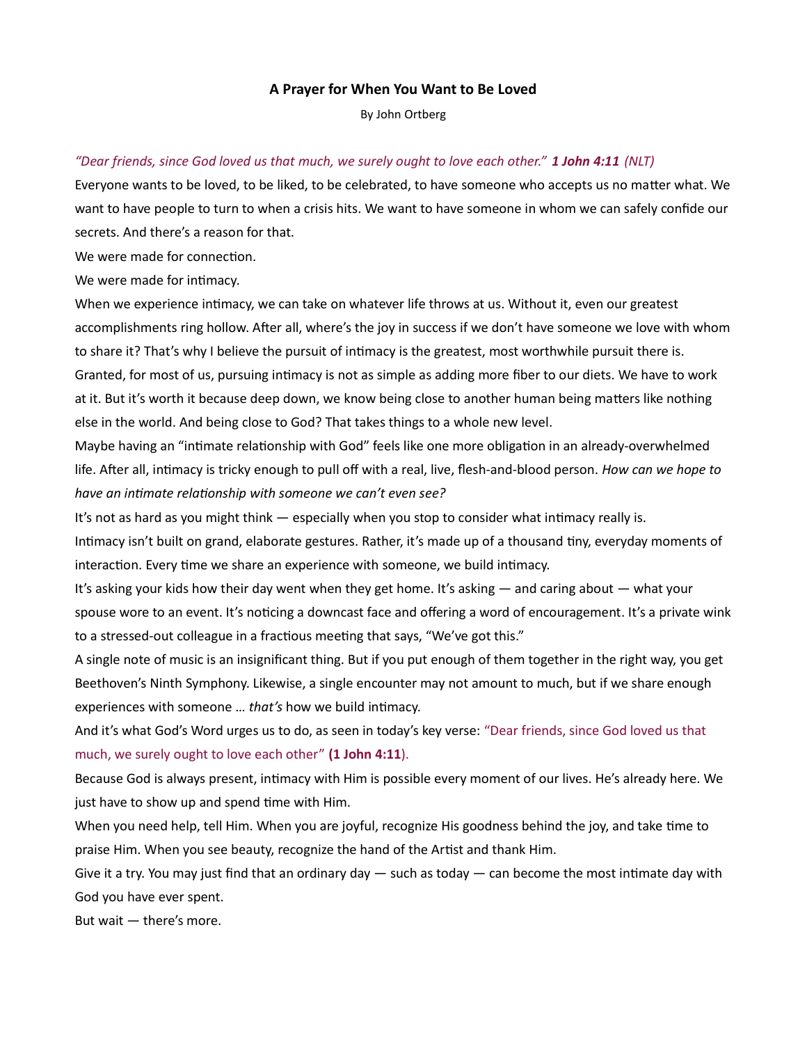# A Prayer for When You Want to Be Loved

By John Ortberg

*"Dear friends, since God loved us that much, we surely ought to love each other."* ***1 John 4:11*** *(NLT)*

Everyone wants to be loved, to be liked, to be celebrated, to have someone who accepts us no matter what. We want to have people to turn to when a crisis hits. We want to have someone in whom we can safely confide our secrets. And there's a reason for that.

We were made for connection.

We were made for intimacy.

When we experience intimacy, we can take on whatever life throws at us. Without it, even our greatest accomplishments ring hollow. After all, where's the joy in success if we don't have someone we love with whom to share it? That's why I believe the pursuit of intimacy is the greatest, most worthwhile pursuit there is.

Granted, for most of us, pursuing intimacy is not as simple as adding more fiber to our diets. We have to work at it. But it's worth it because deep down, we know being close to another human being matters like nothing else in the world. And being close to God? That takes things to a whole new level.

Maybe having an "intimate relationship with God" feels like one more obligation in an already-overwhelmed life. After all, intimacy is tricky enough to pull off with a real, live, flesh-and-blood person. *How can we hope to have an intimate relationship with someone we can't even see?*

It's not as hard as you might think — especially when you stop to consider what intimacy really is.

Intimacy isn't built on grand, elaborate gestures. Rather, it's made up of a thousand tiny, everyday moments of interaction. Every time we share an experience with someone, we build intimacy.

It's asking your kids how their day went when they get home. It's asking — and caring about — what your spouse wore to an event. It's noticing a downcast face and offering a word of encouragement. It's a private wink to a stressed-out colleague in a fractious meeting that says, "We've got this."

A single note of music is an insignificant thing. But if you put enough of them together in the right way, you get Beethoven's Ninth Symphony. Likewise, a single encounter may not amount to much, but if we share enough experiences with someone … *that's* how we build intimacy.

And it's what God's Word urges us to do, as seen in today's key verse: "Dear friends, since God loved us that much, we surely ought to love each other" (**1 John 4:11**).

Because God is always present, intimacy with Him is possible every moment of our lives. He's already here. We just have to show up and spend time with Him.

When you need help, tell Him. When you are joyful, recognize His goodness behind the joy, and take time to praise Him. When you see beauty, recognize the hand of the Artist and thank Him.

Give it a try. You may just find that an ordinary day — such as today — can become the most intimate day with God you have ever spent.

But wait — there's more.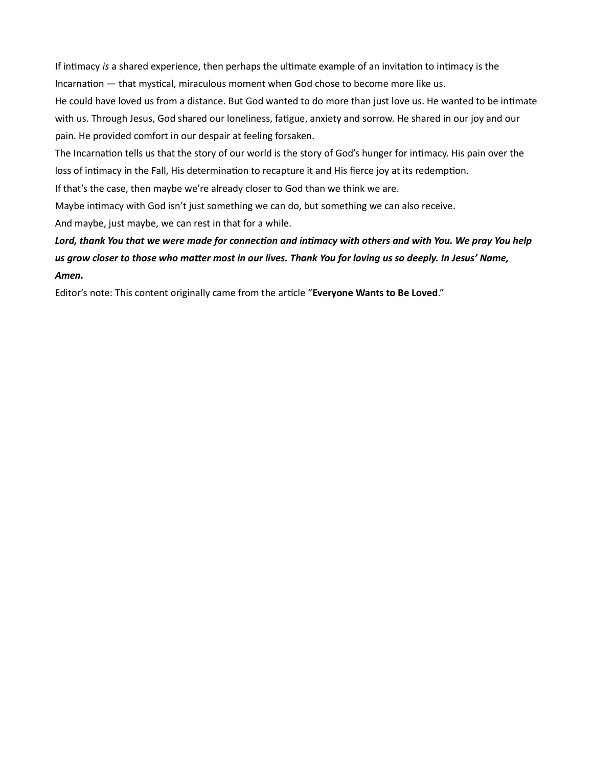If intimacy *is* a shared experience, then perhaps the ultimate example of an invitation to intimacy is the Incarnation — that mystical, miraculous moment when God chose to become more like us.

He could have loved us from a distance. But God wanted to do more than just love us. He wanted to be intimate with us. Through Jesus, God shared our loneliness, fatigue, anxiety and sorrow. He shared in our joy and our pain. He provided comfort in our despair at feeling forsaken.

The Incarnation tells us that the story of our world is the story of God's hunger for intimacy. His pain over the loss of intimacy in the Fall, His determination to recapture it and His fierce joy at its redemption.

If that's the case, then maybe we're already closer to God than we think we are.

Maybe intimacy with God isn't just something we can do, but something we can also receive.

And maybe, just maybe, we can rest in that for a while.

***Lord, thank You that we were made for connection and intimacy with others and with You. We pray You help us grow closer to those who matter most in our lives. Thank You for loving us so deeply. In Jesus' Name, Amen.***

Editor's note: This content originally came from the article "**Everyone Wants to Be Loved**."